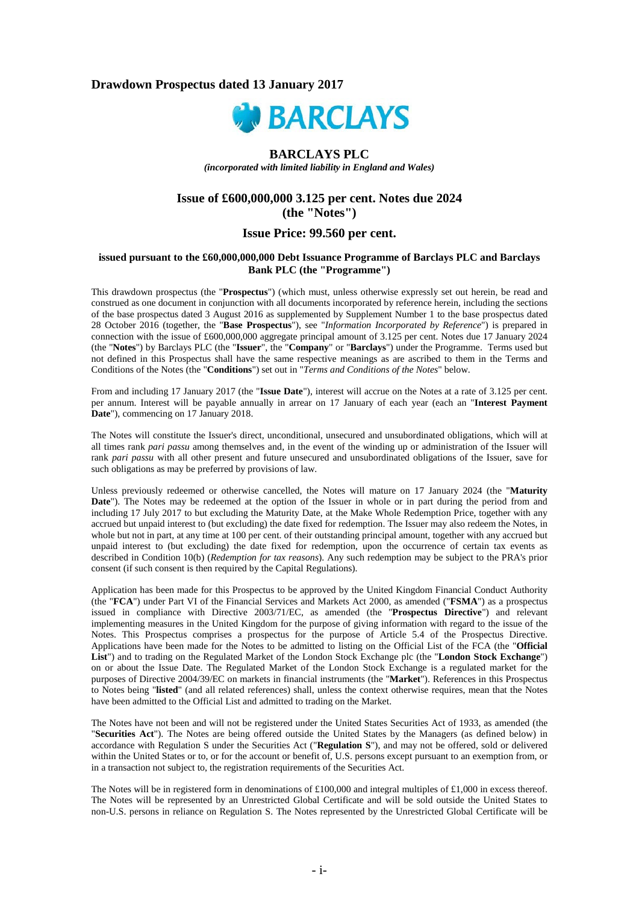**Drawdown Prospectus dated 13 January 2017**

# BARCLAYS PLC

*(incorporated with limited liability in England and Wales)*

## Issue of £600,000,000 3.125 per cent. Notes due 2024 (the "Notes")

## Issue Price: 99.560 per cent.

**issued pursuant to the £60,000,000,000 Debt Issuance Programme of Barclays PLC and Barclays Bank PLC (the "Programme")**

This drawdown prospectus (the "**Prospectus**") (which must, unless otherwise expressly set out herein, be read and construed as one document in conjunction with all documents incorporated by reference herein, including the sections of the base prospectus dated 3 August 2016 as supplemented by Supplement Number 1 to the base prospectus dated 28 October 2016 (together, the "**Base Prospectus**"), see "*Information Incorporated by Reference*") is prepared in connection with the issue of £600,000,000 aggregate principal amount of 3.125 per cent. Notes due 17 January 2024 (the "**Notes**") by Barclays PLC (the "**Issuer**", the "**Company**" or "**Barclays**") under the Programme. Terms used but not defined in this Prospectus shall have the same respective meanings as are ascribed to them in the Terms and Conditions of the Notes (the "**Conditions**") set out in "*Terms and Conditions of the Notes*" below.

From and including 17 January 2017 (the "**Issue Date**"), interest will accrue on the Notes at a rate of 3.125 per cent. per annum. Interest will be payable annually in arrear on 17 January of each year (each an "**Interest Payment Date**"), commencing on 17 January 2018.

The Notes will constitute the Issuer's direct, unconditional, unsecured and unsubordinated obligations, which will at all times rank *pari passu* among themselves and, in the event of the winding up or administration of the Issuer will rank *pari passu* with all other present and future unsecured and unsubordinated obligations of the Issuer, save for such obligations as may be preferred by provisions of law.

Unless previously redeemed or otherwise cancelled, the Notes will mature on 17 January 2024 (the "**Maturity Date**"). The Notes may be redeemed at the option of the Issuer in whole or in part during the period from and including 17 July 2017 to but excluding the Maturity Date, at the Make Whole Redemption Price, together with any accrued but unpaid interest to (but excluding) the date fixed for redemption. The Issuer may also redeem the Notes, in whole but not in part, at any time at 100 per cent. of their outstanding principal amount, together with any accrued but unpaid interest to (but excluding) the date fixed for redemption, upon the occurrence of certain tax events as described in Condition 10(b) (*Redemption for tax reasons*). Any such redemption may be subject to the PRA's prior consent (if such consent is then required by the Capital Regulations).

Application has been made for this Prospectus to be approved by the United Kingdom Financial Conduct Authority (the "**FCA**") under Part VI of the Financial Services and Markets Act 2000, as amended ("**FSMA**") as a prospectus issued in compliance with Directive 2003/71/EC, as amended (the "**Prospectus Directive**") and relevant implementing measures in the United Kingdom for the purpose of giving information with regard to the issue of the Notes. This Prospectus comprises a prospectus for the purpose of Article 5.4 of the Prospectus Directive. Applications have been made for the Notes to be admitted to listing on the Official List of the FCA (the "**Official List**") and to trading on the Regulated Market of the London Stock Exchange plc (the "**London Stock Exchange**") on or about the Issue Date. The Regulated Market of the London Stock Exchange is a regulated market for the purposes of Directive 2004/39/EC on markets in financial instruments (the "**Market**"). References in this Prospectus to Notes being "**listed**" (and all related references) shall, unless the context otherwise requires, mean that the Notes have been admitted to the Official List and admitted to trading on the Market.

The Notes have not been and will not be registered under the United States Securities Act of 1933, as amended (the "**Securities Act**"). The Notes are being offered outside the United States by the Managers (as defined below) in accordance with Regulation S under the Securities Act ("**Regulation S**"), and may not be offered, sold or delivered within the United States or to, or for the account or benefit of, U.S. persons except pursuant to an exemption from, or in a transaction not subject to, the registration requirements of the Securities Act.

The Notes will be in registered form in denominations of £100,000 and integral multiples of £1,000 in excess thereof. The Notes will be represented by an Unrestricted Global Certificate and will be sold outside the United States to non-U.S. persons in reliance on Regulation S. The Notes represented by the Unrestricted Global Certificate will be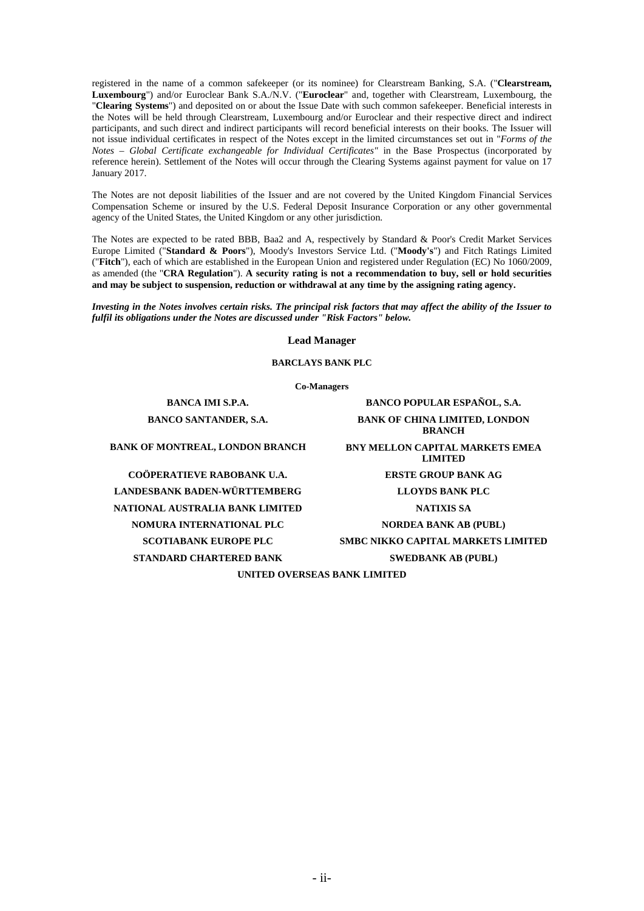registered in the name of a common safekeeper (or its nominee) for Clearstream Banking, S.A. ("**Clearstream, Luxembourg**") and/or Euroclear Bank S.A./N.V. ("**Euroclear**" and, together with Clearstream, Luxembourg, the "**Clearing Systems**") and deposited on or about the Issue Date with such common safekeeper. Beneficial interests in the Notes will be held through Clearstream, Luxembourg and/or Euroclear and their respective direct and indirect participants, and such direct and indirect participants will record beneficial interests on their books. The Issuer will not issue individual certificates in respect of the Notes except in the limited circumstances set out in "*Forms of the Notes – Global Certificate exchangeable for Individual Certificates*" in the Base Prospectus (incorporated by reference herein). Settlement of the Notes will occur through the Clearing Systems against payment for value on 17 January 2017.

The Notes are not deposit liabilities of the Issuer and are not covered by the United Kingdom Financial Services Compensation Scheme or insured by the U.S. Federal Deposit Insurance Corporation or any other governmental agency of the United States, the United Kingdom or any other jurisdiction.

The Notes are expected to be rated BBB, Baa2 and A, respectively by Standard & Poor's Credit Market Services Europe Limited ("**Standard & Poors**"), Moody's Investors Service Ltd. ("**Moody's**") and Fitch Ratings Limited ("**Fitch**"), each of which are established in the European Union and registered under Regulation (EC) No 1060/2009, as amended (the "**CRA Regulation**"). **A security rating is not a recommendation to buy, sell or hold securities and may be subject to suspension, reduction or withdrawal at any time by the assigning rating agency.**

***Investing in the Notes involves certain risks. The principal risk factors that may affect the ability of the Issuer to fulfil its obligations under the Notes are discussed under "Risk Factors" below.***

**Lead Manager**

**BARCLAYS BANK PLC**

**Co-Managers**

**BANCA IMI S.P.A.**

**BANCO POPULAR ESPAÑOL, S.A.**

**BANCO SANTANDER, S.A.**

**BANK OF CHINA LIMITED, LONDON BRANCH**

**BANK OF MONTREAL, LONDON BRANCH**

**BNY MELLON CAPITAL MARKETS EMEA LIMITED**

**COÖPERATIEVE RABOBANK U.A.**

**ERSTE GROUP BANK AG**

**LANDESBANK BADEN-WÜRTTEMBERG**

**LLOYDS BANK PLC**

**NATIONAL AUSTRALIA BANK LIMITED**

**NATIXIS SA**

**NOMURA INTERNATIONAL PLC**

**NORDEA BANK AB (PUBL)**

**SCOTIABANK EUROPE PLC**

**SMBC NIKKO CAPITAL MARKETS LIMITED**

**STANDARD CHARTERED BANK**

**SWEDBANK AB (PUBL)**

**UNITED OVERSEAS BANK LIMITED**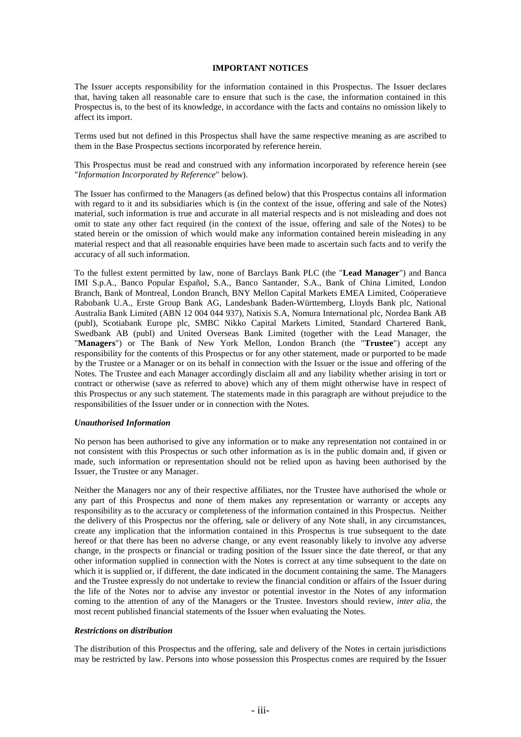## IMPORTANT NOTICES

The Issuer accepts responsibility for the information contained in this Prospectus. The Issuer declares that, having taken all reasonable care to ensure that such is the case, the information contained in this Prospectus is, to the best of its knowledge, in accordance with the facts and contains no omission likely to affect its import.

Terms used but not defined in this Prospectus shall have the same respective meaning as are ascribed to them in the Base Prospectus sections incorporated by reference herein.

This Prospectus must be read and construed with any information incorporated by reference herein (see "*Information Incorporated by Reference*" below).

The Issuer has confirmed to the Managers (as defined below) that this Prospectus contains all information with regard to it and its subsidiaries which is (in the context of the issue, offering and sale of the Notes) material, such information is true and accurate in all material respects and is not misleading and does not omit to state any other fact required (in the context of the issue, offering and sale of the Notes) to be stated herein or the omission of which would make any information contained herein misleading in any material respect and that all reasonable enquiries have been made to ascertain such facts and to verify the accuracy of all such information.

To the fullest extent permitted by law, none of Barclays Bank PLC (the "**Lead Manager**") and Banca IMI S.p.A., Banco Popular Español, S.A., Banco Santander, S.A., Bank of China Limited, London Branch, Bank of Montreal, London Branch, BNY Mellon Capital Markets EMEA Limited, Coöperatieve Rabobank U.A., Erste Group Bank AG, Landesbank Baden-Württemberg, Lloyds Bank plc, National Australia Bank Limited (ABN 12 004 044 937), Natixis S.A, Nomura International plc, Nordea Bank AB (publ), Scotiabank Europe plc, SMBC Nikko Capital Markets Limited, Standard Chartered Bank, Swedbank AB (publ) and United Overseas Bank Limited (together with the Lead Manager, the "**Managers**") or The Bank of New York Mellon, London Branch (the "**Trustee**") accept any responsibility for the contents of this Prospectus or for any other statement, made or purported to be made by the Trustee or a Manager or on its behalf in connection with the Issuer or the issue and offering of the Notes. The Trustee and each Manager accordingly disclaim all and any liability whether arising in tort or contract or otherwise (save as referred to above) which any of them might otherwise have in respect of this Prospectus or any such statement. The statements made in this paragraph are without prejudice to the responsibilities of the Issuer under or in connection with the Notes.

### *Unauthorised Information*

No person has been authorised to give any information or to make any representation not contained in or not consistent with this Prospectus or such other information as is in the public domain and, if given or made, such information or representation should not be relied upon as having been authorised by the Issuer, the Trustee or any Manager.

Neither the Managers nor any of their respective affiliates, nor the Trustee have authorised the whole or any part of this Prospectus and none of them makes any representation or warranty or accepts any responsibility as to the accuracy or completeness of the information contained in this Prospectus. Neither the delivery of this Prospectus nor the offering, sale or delivery of any Note shall, in any circumstances, create any implication that the information contained in this Prospectus is true subsequent to the date hereof or that there has been no adverse change, or any event reasonably likely to involve any adverse change, in the prospects or financial or trading position of the Issuer since the date thereof, or that any other information supplied in connection with the Notes is correct at any time subsequent to the date on which it is supplied or, if different, the date indicated in the document containing the same. The Managers and the Trustee expressly do not undertake to review the financial condition or affairs of the Issuer during the life of the Notes nor to advise any investor or potential investor in the Notes of any information coming to the attention of any of the Managers or the Trustee. Investors should review, *inter alia*, the most recent published financial statements of the Issuer when evaluating the Notes.

### *Restrictions on distribution*

The distribution of this Prospectus and the offering, sale and delivery of the Notes in certain jurisdictions may be restricted by law. Persons into whose possession this Prospectus comes are required by the Issuer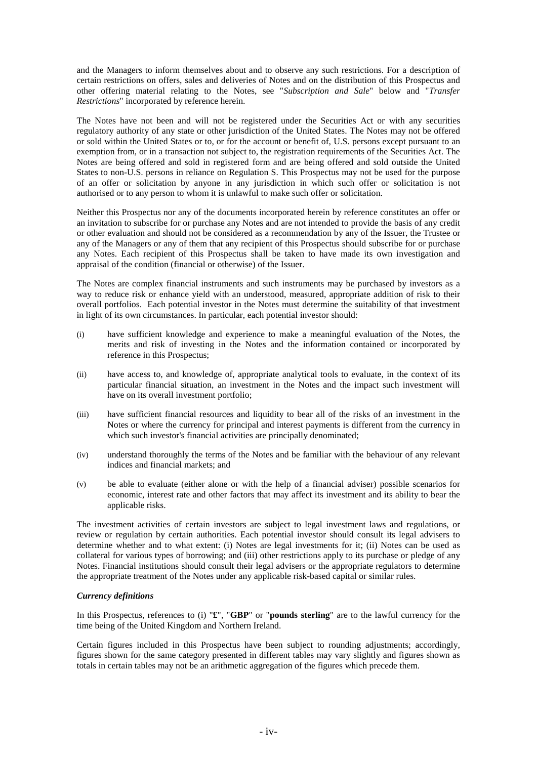and the Managers to inform themselves about and to observe any such restrictions. For a description of certain restrictions on offers, sales and deliveries of Notes and on the distribution of this Prospectus and other offering material relating to the Notes, see "*Subscription and Sale*" below and "*Transfer Restrictions*" incorporated by reference herein.

The Notes have not been and will not be registered under the Securities Act or with any securities regulatory authority of any state or other jurisdiction of the United States. The Notes may not be offered or sold within the United States or to, or for the account or benefit of, U.S. persons except pursuant to an exemption from, or in a transaction not subject to, the registration requirements of the Securities Act. The Notes are being offered and sold in registered form and are being offered and sold outside the United States to non-U.S. persons in reliance on Regulation S. This Prospectus may not be used for the purpose of an offer or solicitation by anyone in any jurisdiction in which such offer or solicitation is not authorised or to any person to whom it is unlawful to make such offer or solicitation.

Neither this Prospectus nor any of the documents incorporated herein by reference constitutes an offer or an invitation to subscribe for or purchase any Notes and are not intended to provide the basis of any credit or other evaluation and should not be considered as a recommendation by any of the Issuer, the Trustee or any of the Managers or any of them that any recipient of this Prospectus should subscribe for or purchase any Notes. Each recipient of this Prospectus shall be taken to have made its own investigation and appraisal of the condition (financial or otherwise) of the Issuer.

The Notes are complex financial instruments and such instruments may be purchased by investors as a way to reduce risk or enhance yield with an understood, measured, appropriate addition of risk to their overall portfolios. Each potential investor in the Notes must determine the suitability of that investment in light of its own circumstances. In particular, each potential investor should:

(i) have sufficient knowledge and experience to make a meaningful evaluation of the Notes, the merits and risk of investing in the Notes and the information contained or incorporated by reference in this Prospectus;

(ii) have access to, and knowledge of, appropriate analytical tools to evaluate, in the context of its particular financial situation, an investment in the Notes and the impact such investment will have on its overall investment portfolio;

(iii) have sufficient financial resources and liquidity to bear all of the risks of an investment in the Notes or where the currency for principal and interest payments is different from the currency in which such investor's financial activities are principally denominated;

(iv) understand thoroughly the terms of the Notes and be familiar with the behaviour of any relevant indices and financial markets; and

(v) be able to evaluate (either alone or with the help of a financial adviser) possible scenarios for economic, interest rate and other factors that may affect its investment and its ability to bear the applicable risks.

The investment activities of certain investors are subject to legal investment laws and regulations, or review or regulation by certain authorities. Each potential investor should consult its legal advisers to determine whether and to what extent: (i) Notes are legal investments for it; (ii) Notes can be used as collateral for various types of borrowing; and (iii) other restrictions apply to its purchase or pledge of any Notes. Financial institutions should consult their legal advisers or the appropriate regulators to determine the appropriate treatment of the Notes under any applicable risk-based capital or similar rules.

***Currency definitions***

In this Prospectus, references to (i) "**£**", "**GBP**" or "**pounds sterling**" are to the lawful currency for the time being of the United Kingdom and Northern Ireland.

Certain figures included in this Prospectus have been subject to rounding adjustments; accordingly, figures shown for the same category presented in different tables may vary slightly and figures shown as totals in certain tables may not be an arithmetic aggregation of the figures which precede them.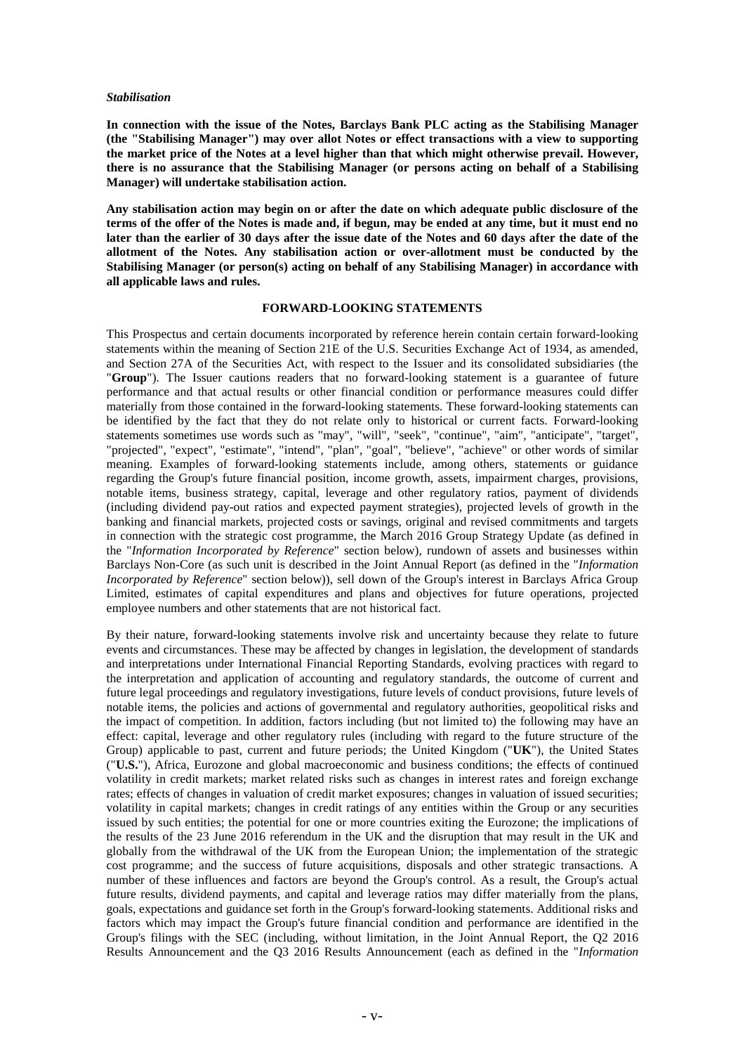***Stabilisation***

**In connection with the issue of the Notes, Barclays Bank PLC acting as the Stabilising Manager (the "Stabilising Manager") may over allot Notes or effect transactions with a view to supporting the market price of the Notes at a level higher than that which might otherwise prevail. However, there is no assurance that the Stabilising Manager (or persons acting on behalf of a Stabilising Manager) will undertake stabilisation action.**

**Any stabilisation action may begin on or after the date on which adequate public disclosure of the terms of the offer of the Notes is made and, if begun, may be ended at any time, but it must end no later than the earlier of 30 days after the issue date of the Notes and 60 days after the date of the allotment of the Notes. Any stabilisation action or over-allotment must be conducted by the Stabilising Manager (or person(s) acting on behalf of any Stabilising Manager) in accordance with all applicable laws and rules.**

## FORWARD-LOOKING STATEMENTS

This Prospectus and certain documents incorporated by reference herein contain certain forward-looking statements within the meaning of Section 21E of the U.S. Securities Exchange Act of 1934, as amended, and Section 27A of the Securities Act, with respect to the Issuer and its consolidated subsidiaries (the "**Group**"). The Issuer cautions readers that no forward-looking statement is a guarantee of future performance and that actual results or other financial condition or performance measures could differ materially from those contained in the forward-looking statements. These forward-looking statements can be identified by the fact that they do not relate only to historical or current facts. Forward-looking statements sometimes use words such as "may", "will", "seek", "continue", "aim", "anticipate", "target", "projected", "expect", "estimate", "intend", "plan", "goal", "believe", "achieve" or other words of similar meaning. Examples of forward-looking statements include, among others, statements or guidance regarding the Group's future financial position, income growth, assets, impairment charges, provisions, notable items, business strategy, capital, leverage and other regulatory ratios, payment of dividends (including dividend pay-out ratios and expected payment strategies), projected levels of growth in the banking and financial markets, projected costs or savings, original and revised commitments and targets in connection with the strategic cost programme, the March 2016 Group Strategy Update (as defined in the "*Information Incorporated by Reference*" section below), rundown of assets and businesses within Barclays Non-Core (as such unit is described in the Joint Annual Report (as defined in the "*Information Incorporated by Reference*" section below)), sell down of the Group's interest in Barclays Africa Group Limited, estimates of capital expenditures and plans and objectives for future operations, projected employee numbers and other statements that are not historical fact.

By their nature, forward-looking statements involve risk and uncertainty because they relate to future events and circumstances. These may be affected by changes in legislation, the development of standards and interpretations under International Financial Reporting Standards, evolving practices with regard to the interpretation and application of accounting and regulatory standards, the outcome of current and future legal proceedings and regulatory investigations, future levels of conduct provisions, future levels of notable items, the policies and actions of governmental and regulatory authorities, geopolitical risks and the impact of competition. In addition, factors including (but not limited to) the following may have an effect: capital, leverage and other regulatory rules (including with regard to the future structure of the Group) applicable to past, current and future periods; the United Kingdom ("**UK**"), the United States ("**U.S.**"), Africa, Eurozone and global macroeconomic and business conditions; the effects of continued volatility in credit markets; market related risks such as changes in interest rates and foreign exchange rates; effects of changes in valuation of credit market exposures; changes in valuation of issued securities; volatility in capital markets; changes in credit ratings of any entities within the Group or any securities issued by such entities; the potential for one or more countries exiting the Eurozone; the implications of the results of the 23 June 2016 referendum in the UK and the disruption that may result in the UK and globally from the withdrawal of the UK from the European Union; the implementation of the strategic cost programme; and the success of future acquisitions, disposals and other strategic transactions. A number of these influences and factors are beyond the Group's control. As a result, the Group's actual future results, dividend payments, and capital and leverage ratios may differ materially from the plans, goals, expectations and guidance set forth in the Group's forward-looking statements. Additional risks and factors which may impact the Group's future financial condition and performance are identified in the Group's filings with the SEC (including, without limitation, in the Joint Annual Report, the Q2 2016 Results Announcement and the Q3 2016 Results Announcement (each as defined in the "*Information*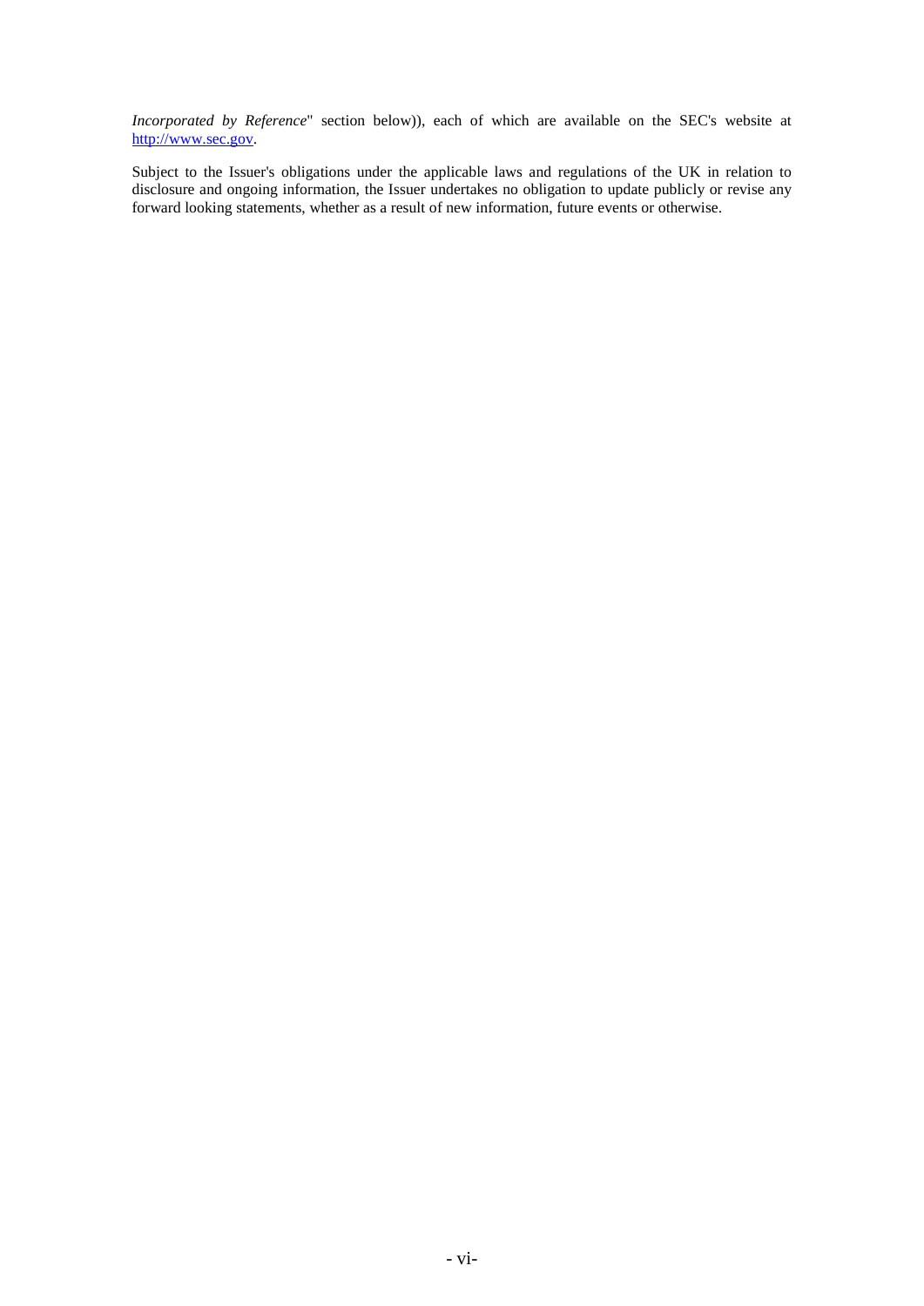*Incorporated by Reference*" section below)), each of which are available on the SEC's website at http://www.sec.gov.

Subject to the Issuer's obligations under the applicable laws and regulations of the UK in relation to disclosure and ongoing information, the Issuer undertakes no obligation to update publicly or revise any forward looking statements, whether as a result of new information, future events or otherwise.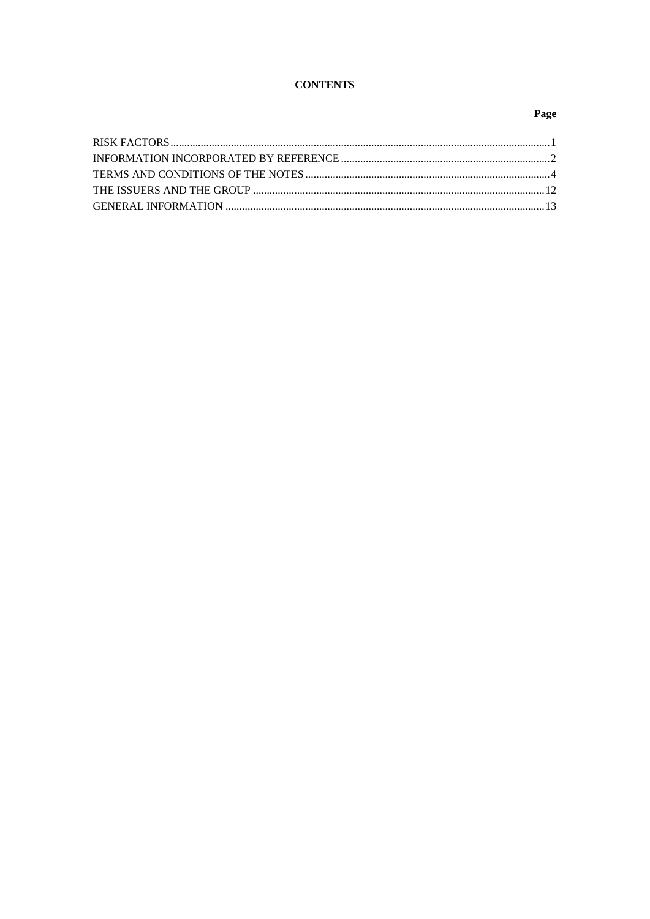# CONTENTS

| | Page |
|---|---|
| RISK FACTORS | 1 |
| INFORMATION INCORPORATED BY REFERENCE | 2 |
| TERMS AND CONDITIONS OF THE NOTES | 4 |
| THE ISSUERS AND THE GROUP | 12 |
| GENERAL INFORMATION | 13 |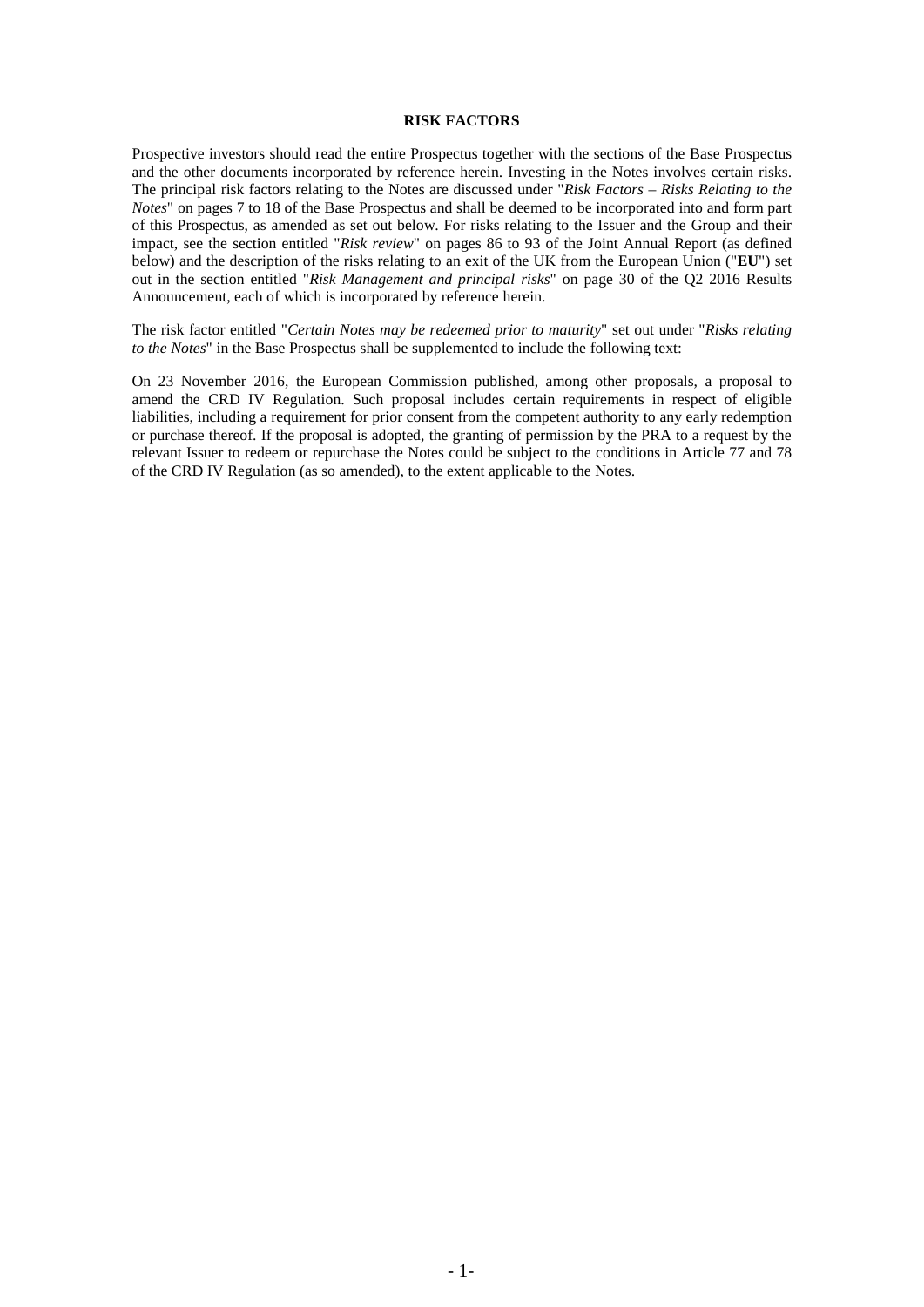## RISK FACTORS

Prospective investors should read the entire Prospectus together with the sections of the Base Prospectus and the other documents incorporated by reference herein. Investing in the Notes involves certain risks. The principal risk factors relating to the Notes are discussed under "*Risk Factors – Risks Relating to the Notes*" on pages 7 to 18 of the Base Prospectus and shall be deemed to be incorporated into and form part of this Prospectus, as amended as set out below. For risks relating to the Issuer and the Group and their impact, see the section entitled "*Risk review*" on pages 86 to 93 of the Joint Annual Report (as defined below) and the description of the risks relating to an exit of the UK from the European Union ("**EU**") set out in the section entitled "*Risk Management and principal risks*" on page 30 of the Q2 2016 Results Announcement, each of which is incorporated by reference herein.

The risk factor entitled "*Certain Notes may be redeemed prior to maturity*" set out under "*Risks relating to the Notes*" in the Base Prospectus shall be supplemented to include the following text:

On 23 November 2016, the European Commission published, among other proposals, a proposal to amend the CRD IV Regulation. Such proposal includes certain requirements in respect of eligible liabilities, including a requirement for prior consent from the competent authority to any early redemption or purchase thereof. If the proposal is adopted, the granting of permission by the PRA to a request by the relevant Issuer to redeem or repurchase the Notes could be subject to the conditions in Article 77 and 78 of the CRD IV Regulation (as so amended), to the extent applicable to the Notes.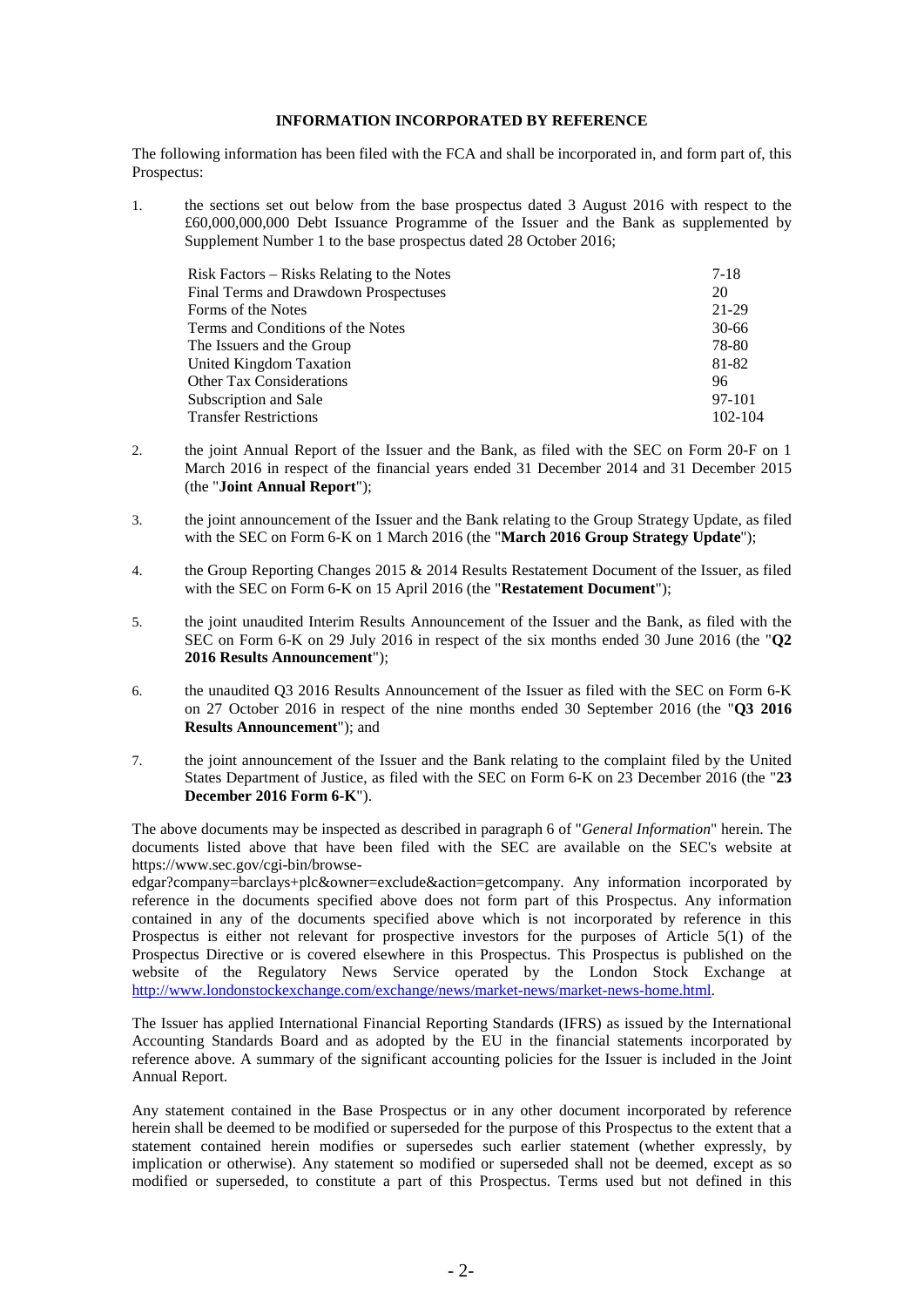## INFORMATION INCORPORATED BY REFERENCE

The following information has been filed with the FCA and shall be incorporated in, and form part of, this Prospectus:

1. the sections set out below from the base prospectus dated 3 August 2016 with respect to the £60,000,000,000 Debt Issuance Programme of the Issuer and the Bank as supplemented by Supplement Number 1 to the base prospectus dated 28 October 2016;

| | |
|---|---|
| Risk Factors – Risks Relating to the Notes | 7-18 |
| Final Terms and Drawdown Prospectuses | 20 |
| Forms of the Notes | 21-29 |
| Terms and Conditions of the Notes | 30-66 |
| The Issuers and the Group | 78-80 |
| United Kingdom Taxation | 81-82 |
| Other Tax Considerations | 96 |
| Subscription and Sale | 97-101 |
| Transfer Restrictions | 102-104 |

2. the joint Annual Report of the Issuer and the Bank, as filed with the SEC on Form 20-F on 1 March 2016 in respect of the financial years ended 31 December 2014 and 31 December 2015 (the "**Joint Annual Report**");

3. the joint announcement of the Issuer and the Bank relating to the Group Strategy Update, as filed with the SEC on Form 6-K on 1 March 2016 (the "**March 2016 Group Strategy Update**");

4. the Group Reporting Changes 2015 & 2014 Results Restatement Document of the Issuer, as filed with the SEC on Form 6-K on 15 April 2016 (the "**Restatement Document**");

5. the joint unaudited Interim Results Announcement of the Issuer and the Bank, as filed with the SEC on Form 6-K on 29 July 2016 in respect of the six months ended 30 June 2016 (the "**Q2 2016 Results Announcement**");

6. the unaudited Q3 2016 Results Announcement of the Issuer as filed with the SEC on Form 6-K on 27 October 2016 in respect of the nine months ended 30 September 2016 (the "**Q3 2016 Results Announcement**"); and

7. the joint announcement of the Issuer and the Bank relating to the complaint filed by the United States Department of Justice, as filed with the SEC on Form 6-K on 23 December 2016 (the "**23 December 2016 Form 6-K**").

The above documents may be inspected as described in paragraph 6 of "*General Information*" herein. The documents listed above that have been filed with the SEC are available on the SEC's website at https://www.sec.gov/cgi-bin/browse-edgar?company=barclays+plc&owner=exclude&action=getcompany. Any information incorporated by reference in the documents specified above does not form part of this Prospectus. Any information contained in any of the documents specified above which is not incorporated by reference in this Prospectus is either not relevant for prospective investors for the purposes of Article 5(1) of the Prospectus Directive or is covered elsewhere in this Prospectus. This Prospectus is published on the website of the Regulatory News Service operated by the London Stock Exchange at http://www.londonstockexchange.com/exchange/news/market-news/market-news-home.html.

The Issuer has applied International Financial Reporting Standards (IFRS) as issued by the International Accounting Standards Board and as adopted by the EU in the financial statements incorporated by reference above. A summary of the significant accounting policies for the Issuer is included in the Joint Annual Report.

Any statement contained in the Base Prospectus or in any other document incorporated by reference herein shall be deemed to be modified or superseded for the purpose of this Prospectus to the extent that a statement contained herein modifies or supersedes such earlier statement (whether expressly, by implication or otherwise). Any statement so modified or superseded shall not be deemed, except as so modified or superseded, to constitute a part of this Prospectus. Terms used but not defined in this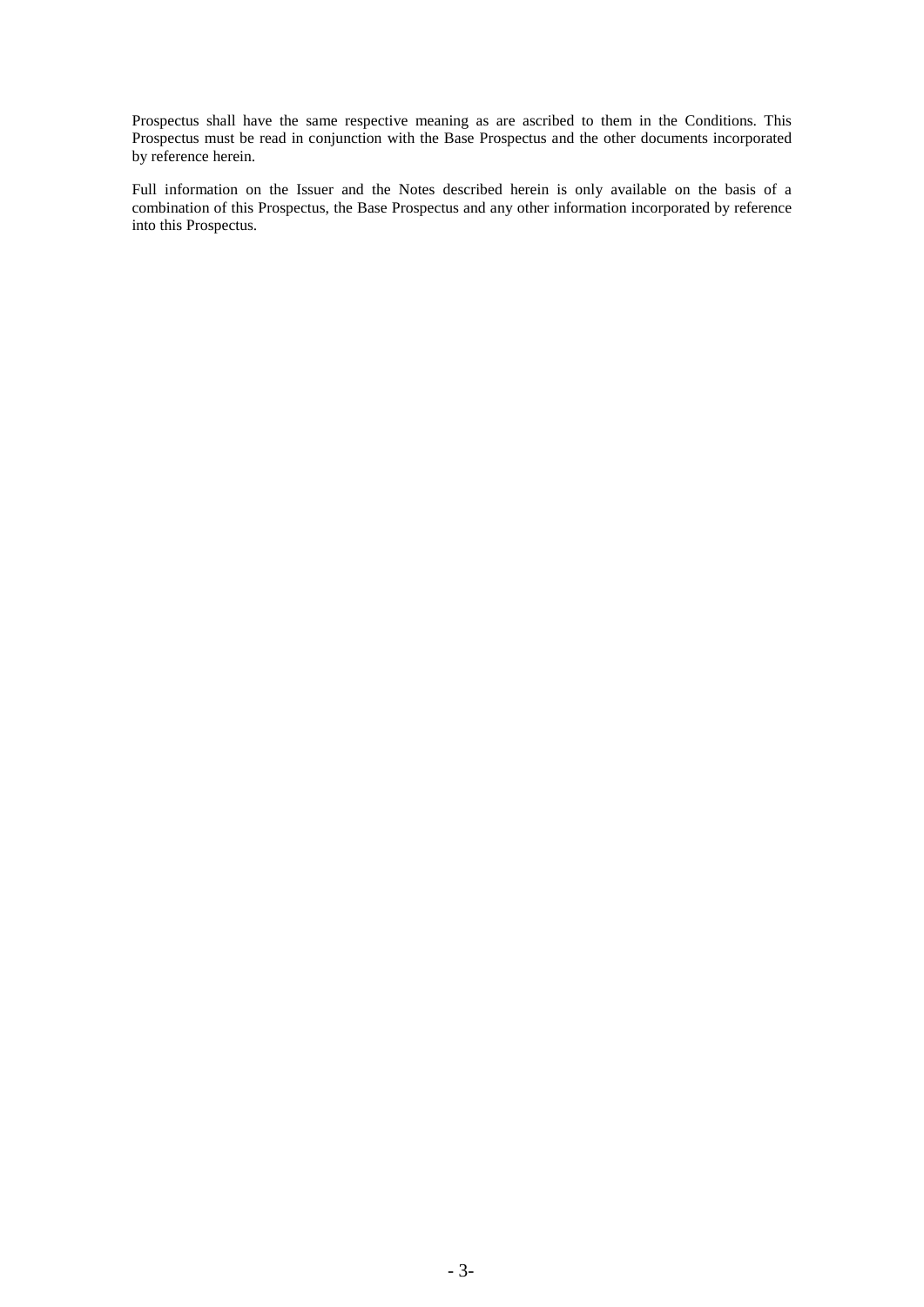Prospectus shall have the same respective meaning as are ascribed to them in the Conditions. This Prospectus must be read in conjunction with the Base Prospectus and the other documents incorporated by reference herein.

Full information on the Issuer and the Notes described herein is only available on the basis of a combination of this Prospectus, the Base Prospectus and any other information incorporated by reference into this Prospectus.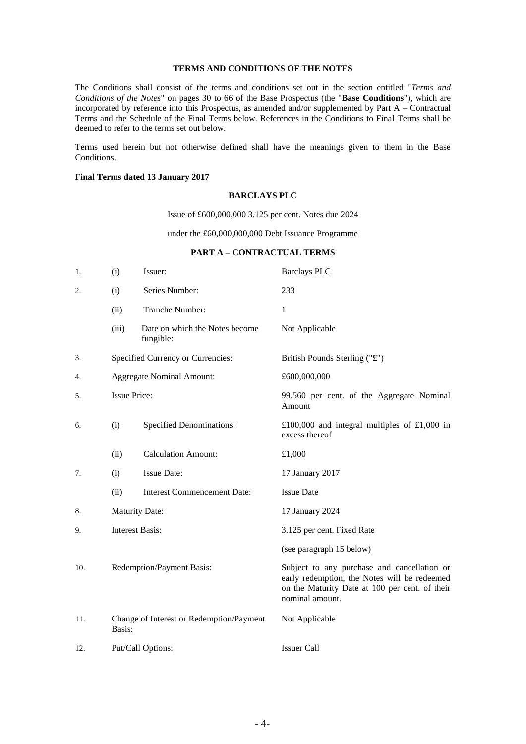## TERMS AND CONDITIONS OF THE NOTES

The Conditions shall consist of the terms and conditions set out in the section entitled "*Terms and Conditions of the Notes*" on pages 30 to 66 of the Base Prospectus (the "**Base Conditions**"), which are incorporated by reference into this Prospectus, as amended and/or supplemented by Part A – Contractual Terms and the Schedule of the Final Terms below. References in the Conditions to Final Terms shall be deemed to refer to the terms set out below.

Terms used herein but not otherwise defined shall have the meanings given to them in the Base Conditions.

**Final Terms dated 13 January 2017**

**BARCLAYS PLC**

Issue of £600,000,000 3.125 per cent. Notes due 2024

under the £60,000,000,000 Debt Issuance Programme

### PART A – CONTRACTUAL TERMS

| | | | |
|---|---|---|---|
| 1. | (i) | Issuer: | Barclays PLC |
| 2. | (i) | Series Number: | 233 |
| | (ii) | Tranche Number: | 1 |
| | (iii) | Date on which the Notes become fungible: | Not Applicable |
| 3. | | Specified Currency or Currencies: | British Pounds Sterling ("**£**") |
| 4. | | Aggregate Nominal Amount: | £600,000,000 |
| 5. | | Issue Price: | 99.560 per cent. of the Aggregate Nominal Amount |
| 6. | (i) | Specified Denominations: | £100,000 and integral multiples of £1,000 in excess thereof |
| | (ii) | Calculation Amount: | £1,000 |
| 7. | (i) | Issue Date: | 17 January 2017 |
| | (ii) | Interest Commencement Date: | Issue Date |
| 8. | | Maturity Date: | 17 January 2024 |
| 9. | | Interest Basis: | 3.125 per cent. Fixed Rate<br>(see paragraph 15 below) |
| 10. | | Redemption/Payment Basis: | Subject to any purchase and cancellation or early redemption, the Notes will be redeemed on the Maturity Date at 100 per cent. of their nominal amount. |
| 11. | | Change of Interest or Redemption/Payment Basis: | Not Applicable |
| 12. | | Put/Call Options: | Issuer Call |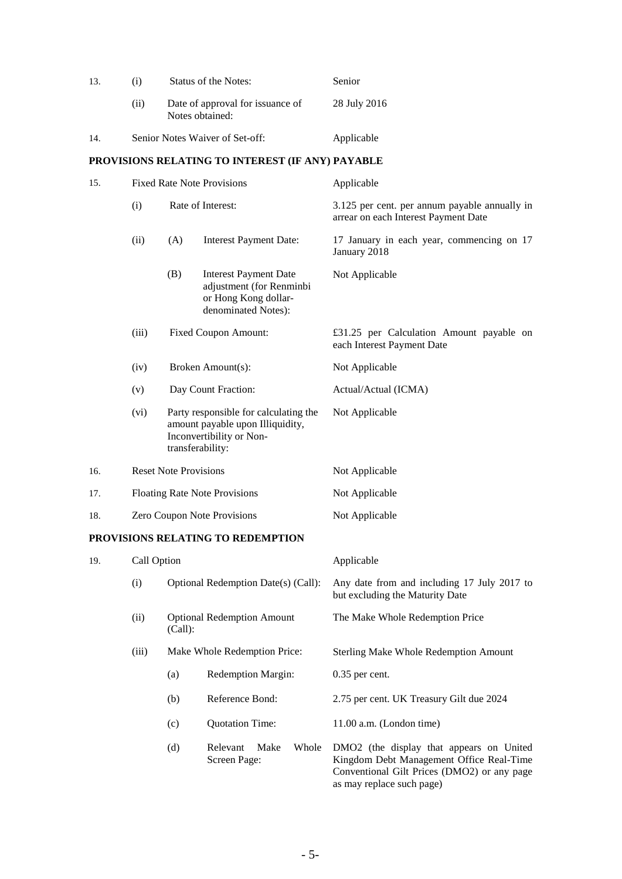| | | | |
|---|---|---|---|
| 13. | (i) | Status of the Notes: | Senior |
| | (ii) | Date of approval for issuance of Notes obtained: | 28 July 2016 |
| 14. | | Senior Notes Waiver of Set-off: | Applicable |

**PROVISIONS RELATING TO INTEREST (IF ANY) PAYABLE**

| | | | |
|---|---|---|---|
| 15. | | Fixed Rate Note Provisions | Applicable |
| | (i) | Rate of Interest: | 3.125 per cent. per annum payable annually in arrear on each Interest Payment Date |
| | (ii) | (A) Interest Payment Date: | 17 January in each year, commencing on 17 January 2018 |
| | | (B) Interest Payment Date adjustment (for Renminbi or Hong Kong dollar-denominated Notes): | Not Applicable |
| | (iii) | Fixed Coupon Amount: | £31.25 per Calculation Amount payable on each Interest Payment Date |
| | (iv) | Broken Amount(s): | Not Applicable |
| | (v) | Day Count Fraction: | Actual/Actual (ICMA) |
| | (vi) | Party responsible for calculating the amount payable upon Illiquidity, Inconvertibility or Non-transferability: | Not Applicable |
| 16. | | Reset Note Provisions | Not Applicable |
| 17. | | Floating Rate Note Provisions | Not Applicable |
| 18. | | Zero Coupon Note Provisions | Not Applicable |

**PROVISIONS RELATING TO REDEMPTION**

| | | | |
|---|---|---|---|
| 19. | | Call Option | Applicable |
| | (i) | Optional Redemption Date(s) (Call): | Any date from and including 17 July 2017 to but excluding the Maturity Date |
| | (ii) | Optional Redemption Amount (Call): | The Make Whole Redemption Price |
| | (iii) | Make Whole Redemption Price: | Sterling Make Whole Redemption Amount |
| | | (a) Redemption Margin: | 0.35 per cent. |
| | | (b) Reference Bond: | 2.75 per cent. UK Treasury Gilt due 2024 |
| | | (c) Quotation Time: | 11.00 a.m. (London time) |
| | | (d) Relevant Make Whole Screen Page: | DMO2 (the display that appears on United Kingdom Debt Management Office Real-Time Conventional Gilt Prices (DMO2) or any page as may replace such page) |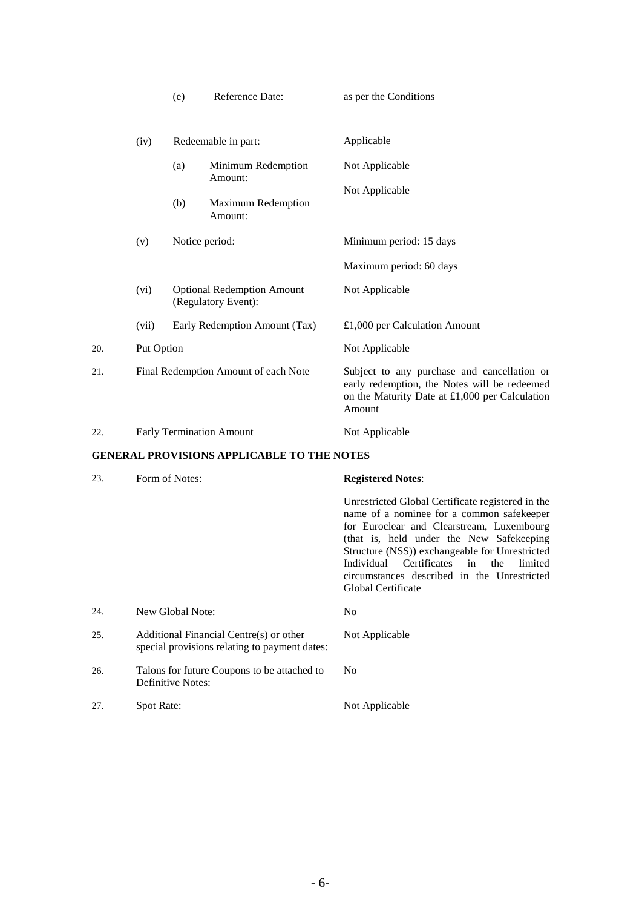| | | | |
|---|---|---|---|
| | | (e) Reference Date: | as per the Conditions |
| | (iv) | Redeemable in part: | Applicable |
| | | (a) Minimum Redemption Amount: | Not Applicable |
| | | (b) Maximum Redemption Amount: | Not Applicable |
| | (v) | Notice period: | Minimum period: 15 days<br><br>Maximum period: 60 days |
| | (vi) | Optional Redemption Amount (Regulatory Event): | Not Applicable |
| | (vii) | Early Redemption Amount (Tax) | £1,000 per Calculation Amount |
| 20. | Put Option | | Not Applicable |
| 21. | Final Redemption Amount of each Note | | Subject to any purchase and cancellation or early redemption, the Notes will be redeemed on the Maturity Date at £1,000 per Calculation Amount |
| 22. | Early Termination Amount | | Not Applicable |

## GENERAL PROVISIONS APPLICABLE TO THE NOTES

| | | |
|---|---|---|
| 23. | Form of Notes: | **Registered Notes**:<br><br>Unrestricted Global Certificate registered in the name of a nominee for a common safekeeper for Euroclear and Clearstream, Luxembourg (that is, held under the New Safekeeping Structure (NSS)) exchangeable for Unrestricted Individual Certificates in the limited circumstances described in the Unrestricted Global Certificate |
| 24. | New Global Note: | No |
| 25. | Additional Financial Centre(s) or other special provisions relating to payment dates: | Not Applicable |
| 26. | Talons for future Coupons to be attached to Definitive Notes: | No |
| 27. | Spot Rate: | Not Applicable |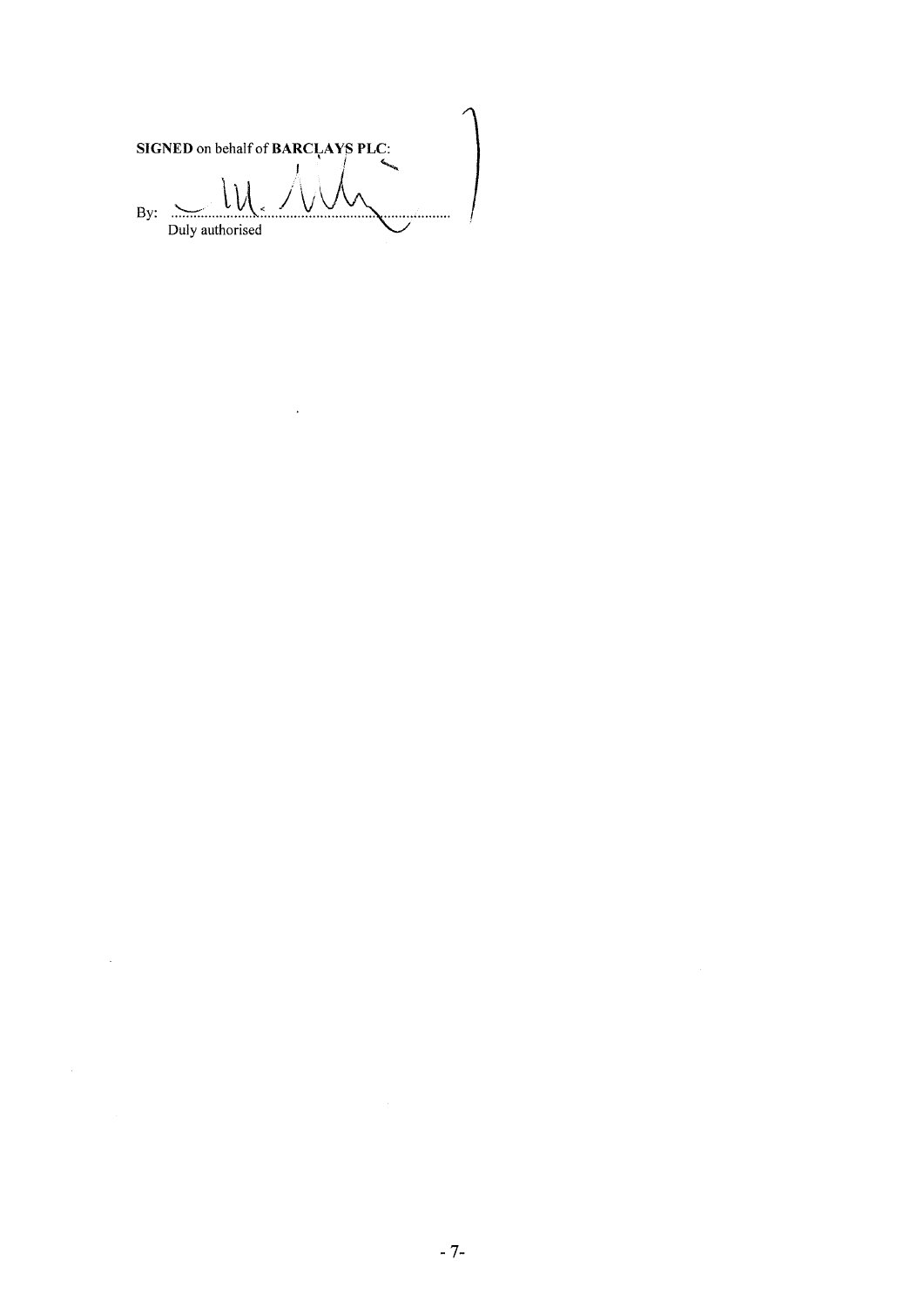**SIGNED** on behalf of **BARCLAYS PLC**:

By: ..........................................................
Duly authorised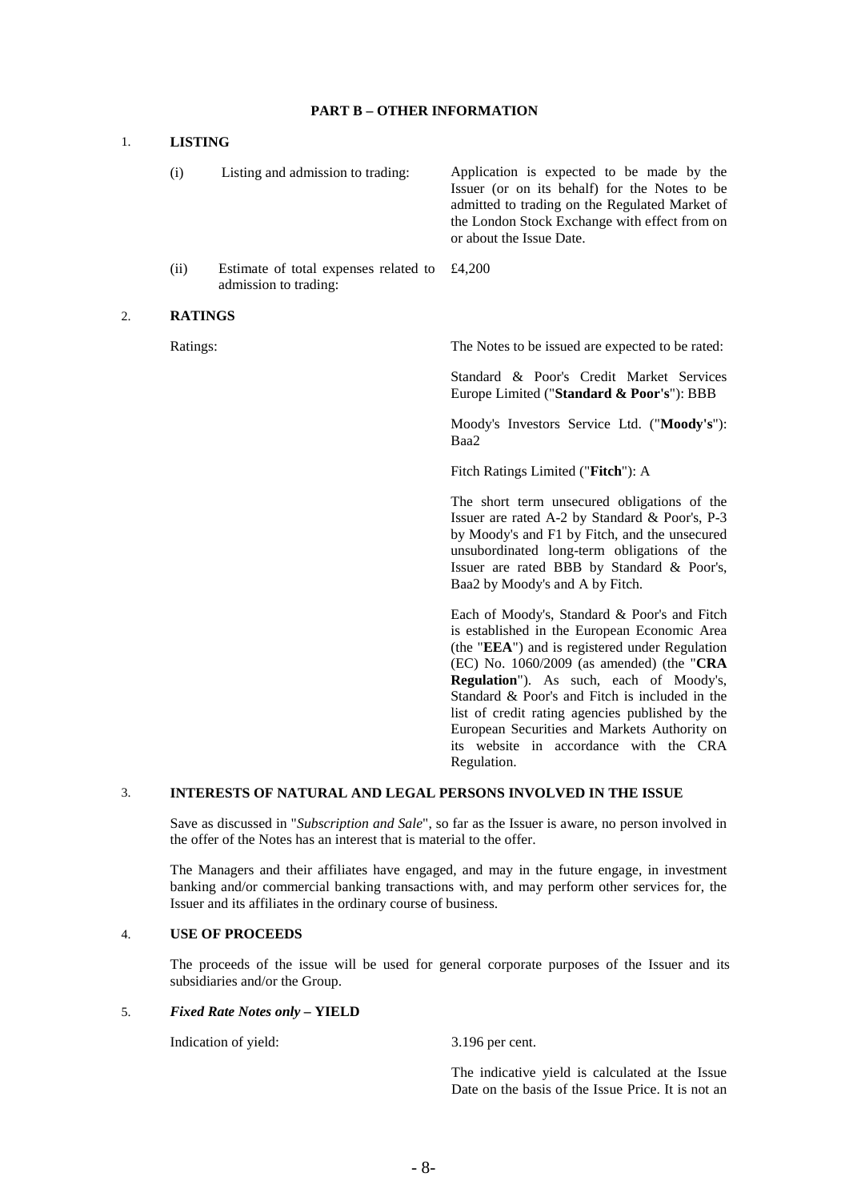## PART B – OTHER INFORMATION

### 1. LISTING

| | | |
|---|---|---|
| (i) | Listing and admission to trading: | Application is expected to be made by the Issuer (or on its behalf) for the Notes to be admitted to trading on the Regulated Market of the London Stock Exchange with effect from on or about the Issue Date. |
| (ii) | Estimate of total expenses related to admission to trading: | £4,200 |

### 2. RATINGS

Ratings:

The Notes to be issued are expected to be rated:

Standard & Poor's Credit Market Services Europe Limited ("**Standard & Poor's**"): BBB

Moody's Investors Service Ltd. ("**Moody's**"): Baa2

Fitch Ratings Limited ("**Fitch**"): A

The short term unsecured obligations of the Issuer are rated A-2 by Standard & Poor's, P-3 by Moody's and F1 by Fitch, and the unsecured unsubordinated long-term obligations of the Issuer are rated BBB by Standard & Poor's, Baa2 by Moody's and A by Fitch.

Each of Moody's, Standard & Poor's and Fitch is established in the European Economic Area (the "**EEA**") and is registered under Regulation (EC) No. 1060/2009 (as amended) (the "**CRA Regulation**"). As such, each of Moody's, Standard & Poor's and Fitch is included in the list of credit rating agencies published by the European Securities and Markets Authority on its website in accordance with the CRA Regulation.

### 3. INTERESTS OF NATURAL AND LEGAL PERSONS INVOLVED IN THE ISSUE

Save as discussed in "*Subscription and Sale*", so far as the Issuer is aware, no person involved in the offer of the Notes has an interest that is material to the offer.

The Managers and their affiliates have engaged, and may in the future engage, in investment banking and/or commercial banking transactions with, and may perform other services for, the Issuer and its affiliates in the ordinary course of business.

### 4. USE OF PROCEEDS

The proceeds of the issue will be used for general corporate purposes of the Issuer and its subsidiaries and/or the Group.

### 5. *Fixed Rate Notes only* – YIELD

Indication of yield: 3.196 per cent.

The indicative yield is calculated at the Issue Date on the basis of the Issue Price. It is not an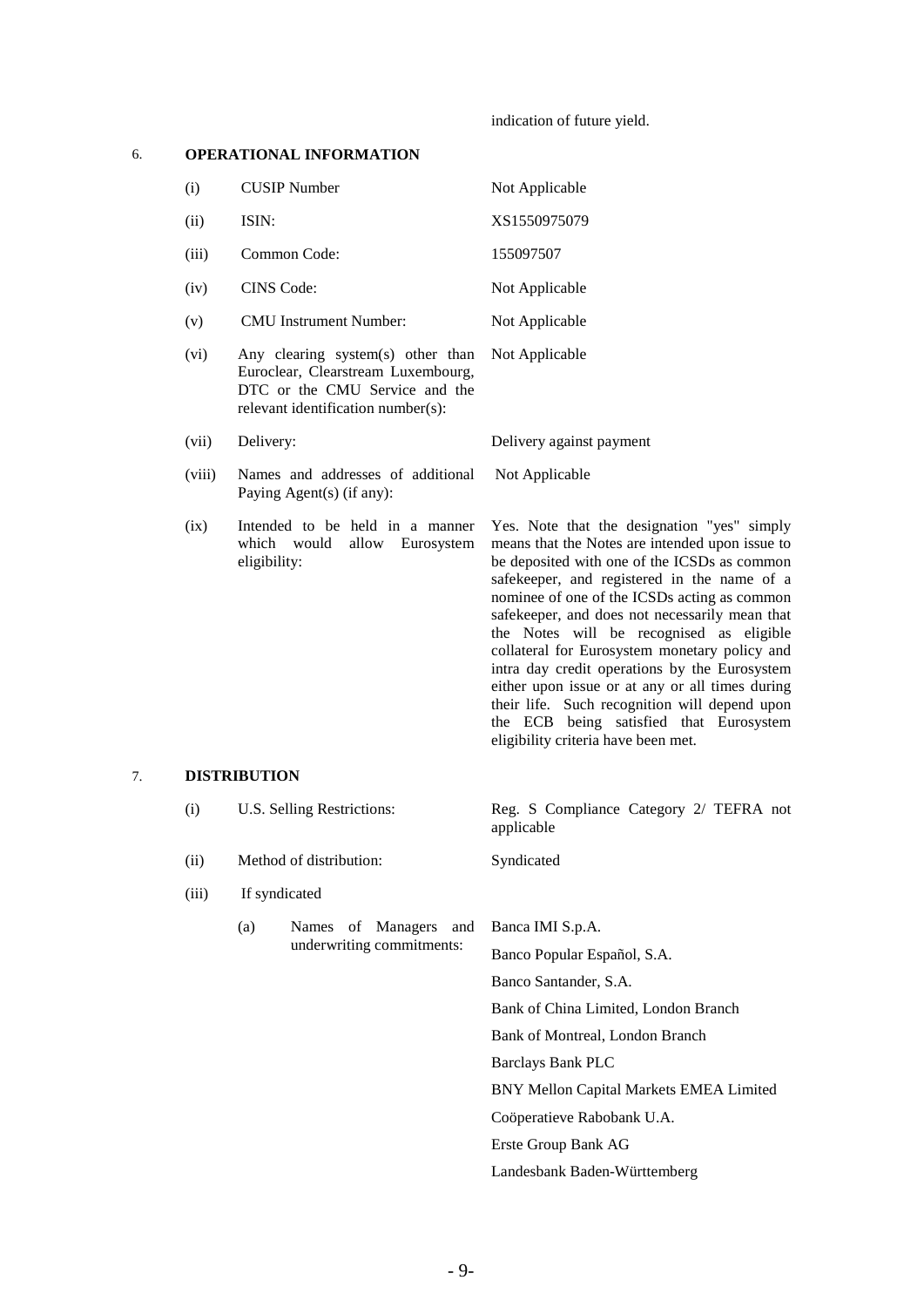indication of future yield.

## 6. OPERATIONAL INFORMATION

| | | |
|---|---|---|
| (i) | CUSIP Number | Not Applicable |
| (ii) | ISIN: | XS1550975079 |
| (iii) | Common Code: | 155097507 |
| (iv) | CINS Code: | Not Applicable |
| (v) | CMU Instrument Number: | Not Applicable |
| (vi) | Any clearing system(s) other than Euroclear, Clearstream Luxembourg, DTC or the CMU Service and the relevant identification number(s): | Not Applicable |
| (vii) | Delivery: | Delivery against payment |
| (viii) | Names and addresses of additional Paying Agent(s) (if any): | Not Applicable |
| (ix) | Intended to be held in a manner which would allow Eurosystem eligibility: | Yes. Note that the designation "yes" simply means that the Notes are intended upon issue to be deposited with one of the ICSDs as common safekeeper, and registered in the name of a nominee of one of the ICSDs acting as common safekeeper, and does not necessarily mean that the Notes will be recognised as eligible collateral for Eurosystem monetary policy and intra day credit operations by the Eurosystem either upon issue or at any or all times during their life. Such recognition will depend upon the ECB being satisfied that Eurosystem eligibility criteria have been met. |

## 7. DISTRIBUTION

| | | |
|---|---|---|
| (i) | U.S. Selling Restrictions: | Reg. S Compliance Category 2/ TEFRA not applicable |
| (ii) | Method of distribution: | Syndicated |
| (iii) | If syndicated | |
| | (a) Names of Managers and underwriting commitments: | Banca IMI S.p.A.<br>Banco Popular Español, S.A.<br>Banco Santander, S.A.<br>Bank of China Limited, London Branch<br>Bank of Montreal, London Branch<br>Barclays Bank PLC<br>BNY Mellon Capital Markets EMEA Limited<br>Coöperatieve Rabobank U.A.<br>Erste Group Bank AG<br>Landesbank Baden-Württemberg |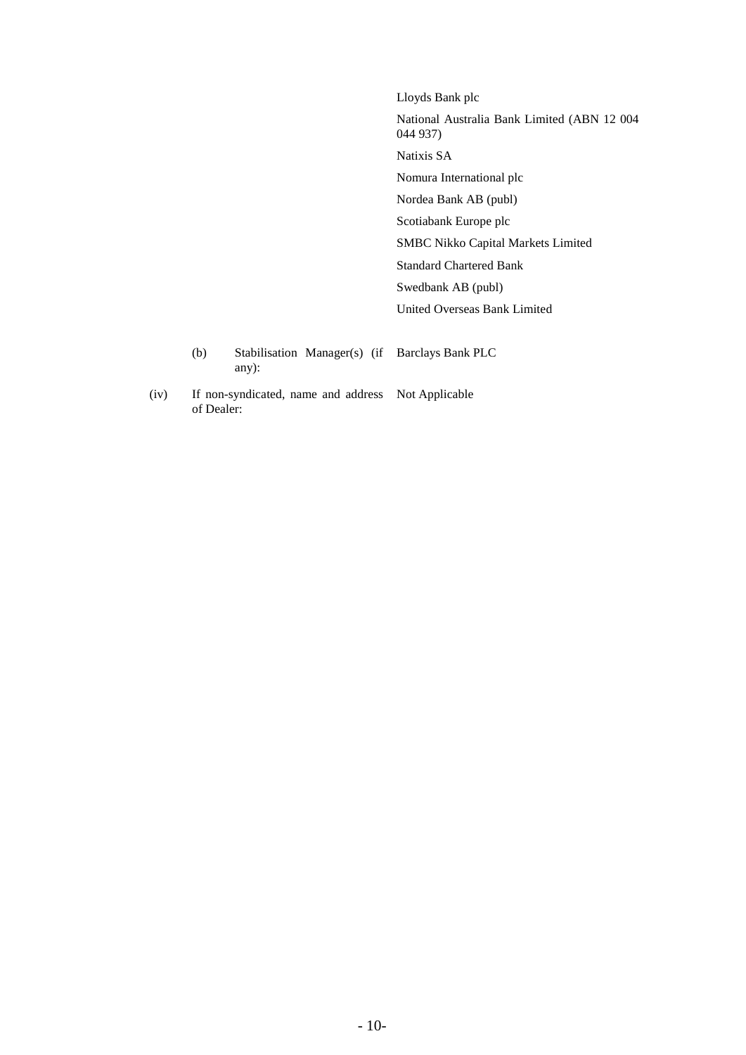Lloyds Bank plc

National Australia Bank Limited (ABN 12 004 044 937)

Natixis SA

Nomura International plc

Nordea Bank AB (publ)

Scotiabank Europe plc

SMBC Nikko Capital Markets Limited

Standard Chartered Bank

Swedbank AB (publ)

United Overseas Bank Limited

| | | |
|---|---|---|
| | (b) Stabilisation Manager(s) (if any): | Barclays Bank PLC |
| (iv) | If non-syndicated, name and address of Dealer: | Not Applicable |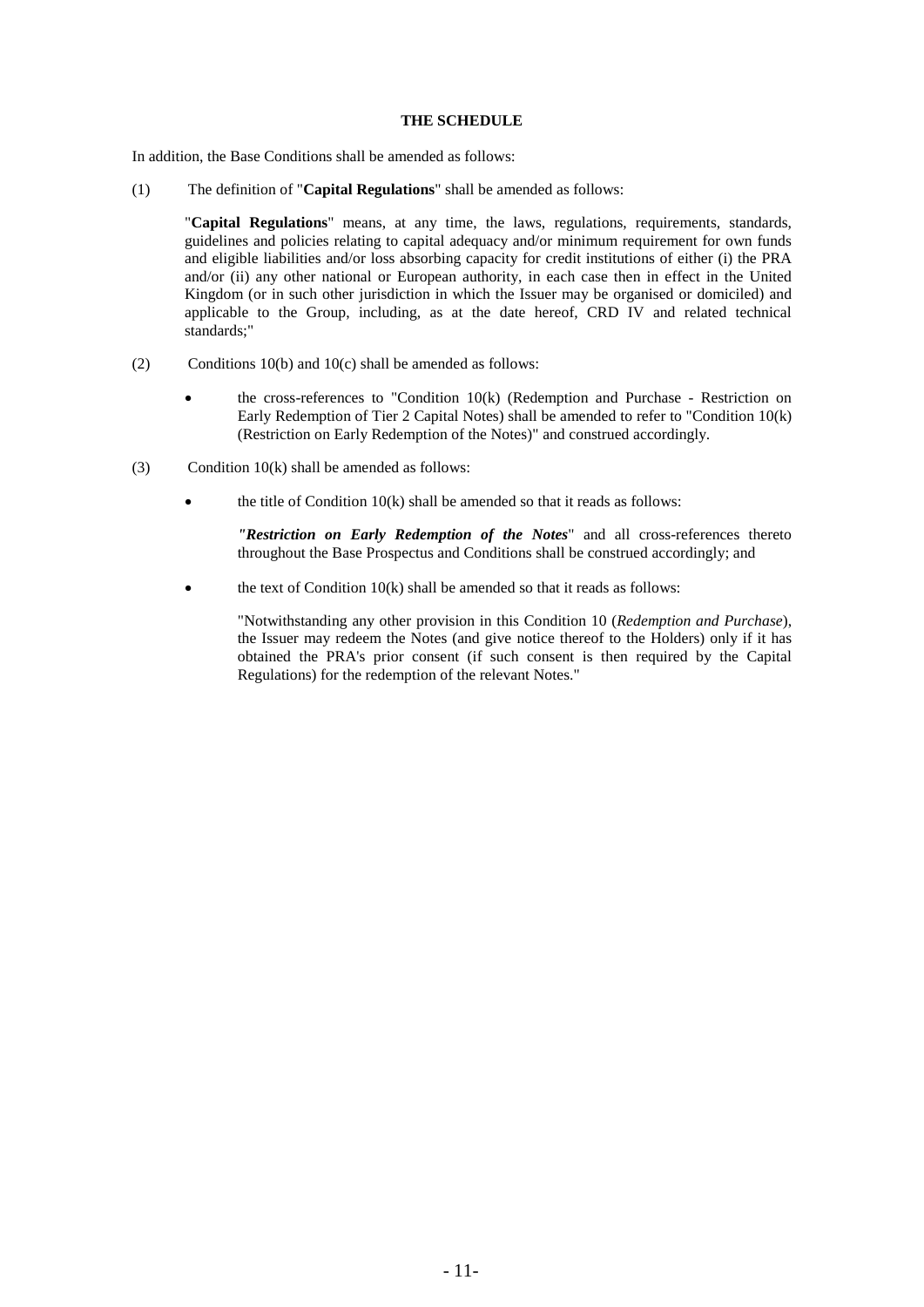**THE SCHEDULE**

In addition, the Base Conditions shall be amended as follows:

(1) The definition of "**Capital Regulations**" shall be amended as follows:

> "**Capital Regulations**" means, at any time, the laws, regulations, requirements, standards, guidelines and policies relating to capital adequacy and/or minimum requirement for own funds and eligible liabilities and/or loss absorbing capacity for credit institutions of either (i) the PRA and/or (ii) any other national or European authority, in each case then in effect in the United Kingdom (or in such other jurisdiction in which the Issuer may be organised or domiciled) and applicable to the Group, including, as at the date hereof, CRD IV and related technical standards;"

(2) Conditions 10(b) and 10(c) shall be amended as follows:

- the cross-references to "Condition 10(k) (Redemption and Purchase - Restriction on Early Redemption of Tier 2 Capital Notes) shall be amended to refer to "Condition 10(k) (Restriction on Early Redemption of the Notes)" and construed accordingly.

(3) Condition 10(k) shall be amended as follows:

- the title of Condition 10(k) shall be amended so that it reads as follows:

  ***"Restriction on Early Redemption of the Notes*** " and all cross-references thereto throughout the Base Prospectus and Conditions shall be construed accordingly; and

- the text of Condition 10(k) shall be amended so that it reads as follows:

  "Notwithstanding any other provision in this Condition 10 (*Redemption and Purchase*), the Issuer may redeem the Notes (and give notice thereof to the Holders) only if it has obtained the PRA's prior consent (if such consent is then required by the Capital Regulations) for the redemption of the relevant Notes."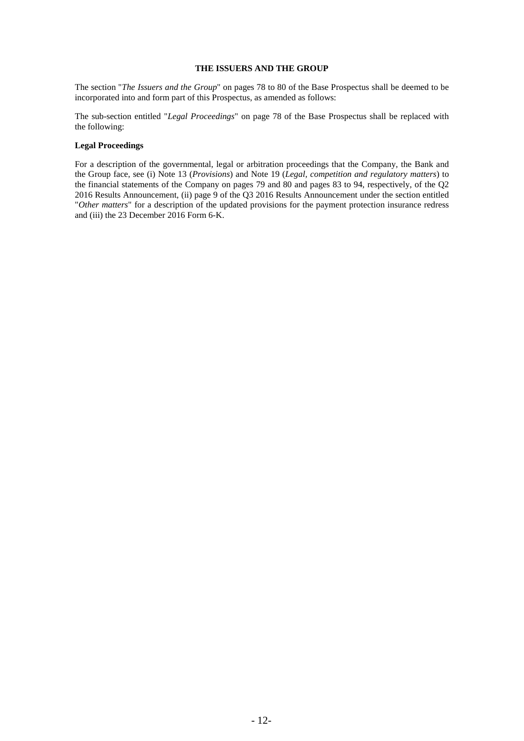## THE ISSUERS AND THE GROUP

The section "*The Issuers and the Group*" on pages 78 to 80 of the Base Prospectus shall be deemed to be incorporated into and form part of this Prospectus, as amended as follows:

The sub-section entitled "*Legal Proceedings*" on page 78 of the Base Prospectus shall be replaced with the following:

### Legal Proceedings

For a description of the governmental, legal or arbitration proceedings that the Company, the Bank and the Group face, see (i) Note 13 (*Provisions*) and Note 19 (*Legal, competition and regulatory matters*) to the financial statements of the Company on pages 79 and 80 and pages 83 to 94, respectively, of the Q2 2016 Results Announcement, (ii) page 9 of the Q3 2016 Results Announcement under the section entitled "*Other matters*" for a description of the updated provisions for the payment protection insurance redress and (iii) the 23 December 2016 Form 6-K.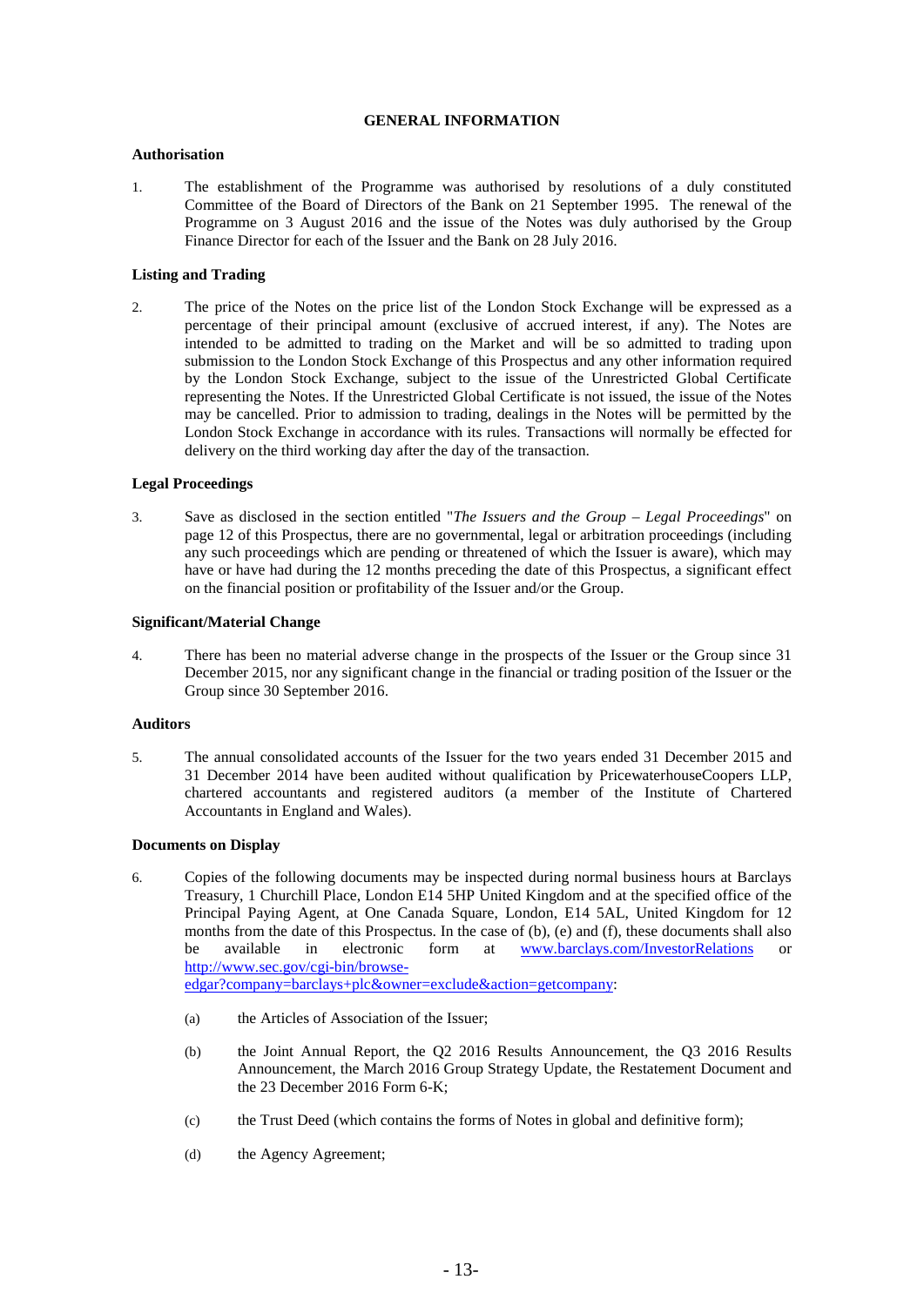## GENERAL INFORMATION

### Authorisation

1. The establishment of the Programme was authorised by resolutions of a duly constituted Committee of the Board of Directors of the Bank on 21 September 1995. The renewal of the Programme on 3 August 2016 and the issue of the Notes was duly authorised by the Group Finance Director for each of the Issuer and the Bank on 28 July 2016.

### Listing and Trading

2. The price of the Notes on the price list of the London Stock Exchange will be expressed as a percentage of their principal amount (exclusive of accrued interest, if any). The Notes are intended to be admitted to trading on the Market and will be so admitted to trading upon submission to the London Stock Exchange of this Prospectus and any other information required by the London Stock Exchange, subject to the issue of the Unrestricted Global Certificate representing the Notes. If the Unrestricted Global Certificate is not issued, the issue of the Notes may be cancelled. Prior to admission to trading, dealings in the Notes will be permitted by the London Stock Exchange in accordance with its rules. Transactions will normally be effected for delivery on the third working day after the day of the transaction.

### Legal Proceedings

3. Save as disclosed in the section entitled "*The Issuers and the Group – Legal Proceedings*" on page 12 of this Prospectus, there are no governmental, legal or arbitration proceedings (including any such proceedings which are pending or threatened of which the Issuer is aware), which may have or have had during the 12 months preceding the date of this Prospectus, a significant effect on the financial position or profitability of the Issuer and/or the Group.

### Significant/Material Change

4. There has been no material adverse change in the prospects of the Issuer or the Group since 31 December 2015, nor any significant change in the financial or trading position of the Issuer or the Group since 30 September 2016.

### Auditors

5. The annual consolidated accounts of the Issuer for the two years ended 31 December 2015 and 31 December 2014 have been audited without qualification by PricewaterhouseCoopers LLP, chartered accountants and registered auditors (a member of the Institute of Chartered Accountants in England and Wales).

### Documents on Display

6. Copies of the following documents may be inspected during normal business hours at Barclays Treasury, 1 Churchill Place, London E14 5HP United Kingdom and at the specified office of the Principal Paying Agent, at One Canada Square, London, E14 5AL, United Kingdom for 12 months from the date of this Prospectus. In the case of (b), (e) and (f), these documents shall also be available in electronic form at www.barclays.com/InvestorRelations or http://www.sec.gov/cgi-bin/browse-edgar?company=barclays+plc&owner=exclude&action=getcompany:

   (a) the Articles of Association of the Issuer;

   (b) the Joint Annual Report, the Q2 2016 Results Announcement, the Q3 2016 Results Announcement, the March 2016 Group Strategy Update, the Restatement Document and the 23 December 2016 Form 6-K;

   (c) the Trust Deed (which contains the forms of Notes in global and definitive form);

   (d) the Agency Agreement;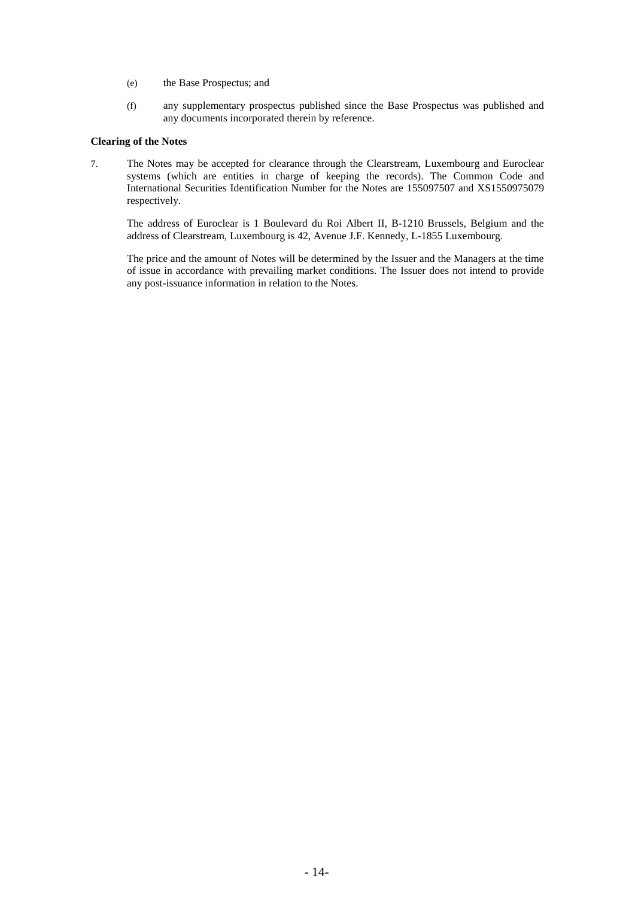(e) the Base Prospectus; and

(f) any supplementary prospectus published since the Base Prospectus was published and any documents incorporated therein by reference.

**Clearing of the Notes**

7. The Notes may be accepted for clearance through the Clearstream, Luxembourg and Euroclear systems (which are entities in charge of keeping the records). The Common Code and International Securities Identification Number for the Notes are 155097507 and XS1550975079 respectively.

   The address of Euroclear is 1 Boulevard du Roi Albert II, B-1210 Brussels, Belgium and the address of Clearstream, Luxembourg is 42, Avenue J.F. Kennedy, L-1855 Luxembourg.

   The price and the amount of Notes will be determined by the Issuer and the Managers at the time of issue in accordance with prevailing market conditions. The Issuer does not intend to provide any post-issuance information in relation to the Notes.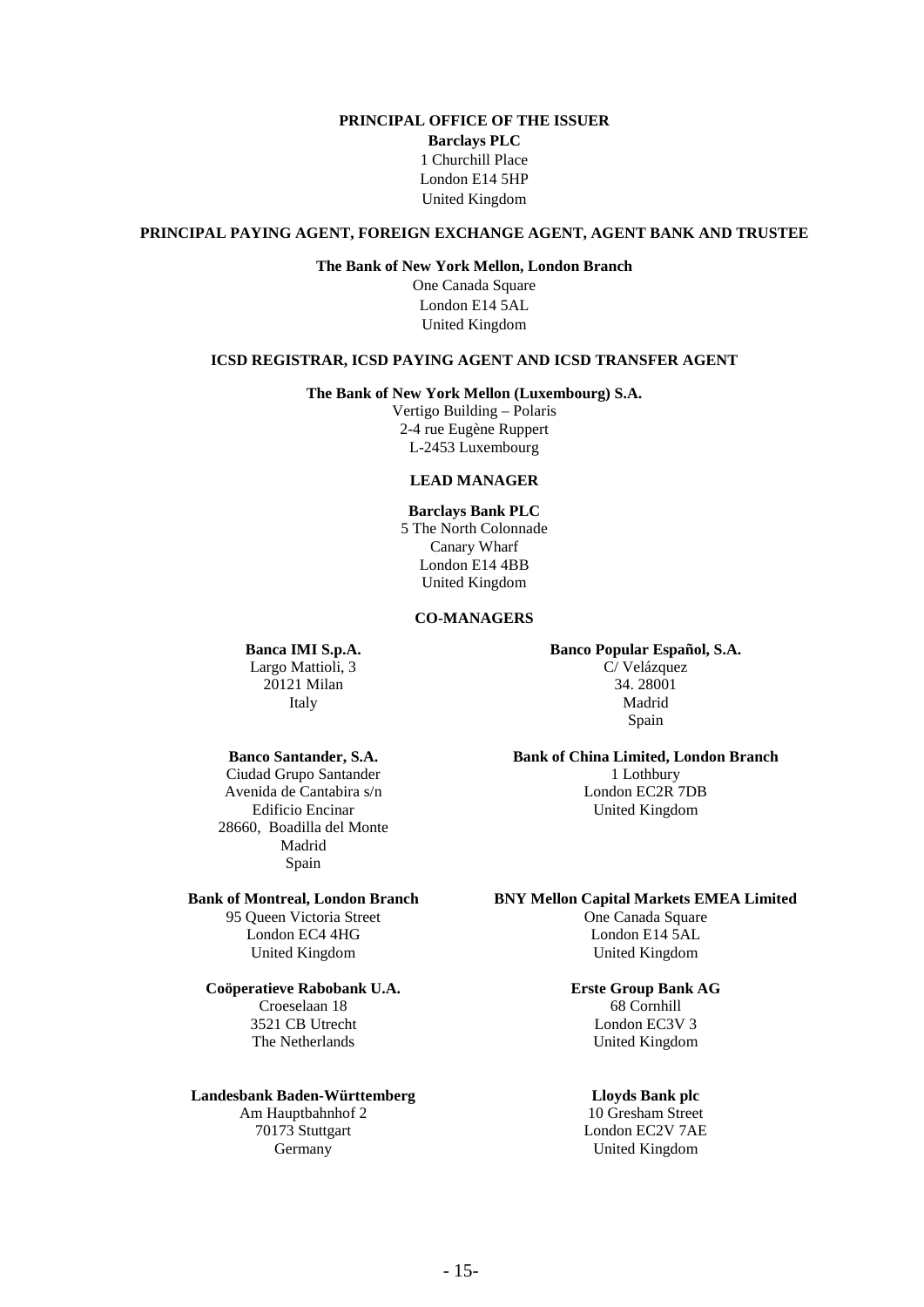**PRINCIPAL OFFICE OF THE ISSUER**

**Barclays PLC**
1 Churchill Place
London E14 5HP
United Kingdom

**PRINCIPAL PAYING AGENT, FOREIGN EXCHANGE AGENT, AGENT BANK AND TRUSTEE**

**The Bank of New York Mellon, London Branch**
One Canada Square
London E14 5AL
United Kingdom

**ICSD REGISTRAR, ICSD PAYING AGENT AND ICSD TRANSFER AGENT**

**The Bank of New York Mellon (Luxembourg) S.A.**
Vertigo Building – Polaris
2-4 rue Eugène Ruppert
L-2453 Luxembourg

**LEAD MANAGER**

**Barclays Bank PLC**
5 The North Colonnade
Canary Wharf
London E14 4BB
United Kingdom

**CO-MANAGERS**

**Banca IMI S.p.A.**
Largo Mattioli, 3
20121 Milan
Italy

**Banco Popular Español, S.A.**
C/ Velázquez
34. 28001
Madrid
Spain

**Banco Santander, S.A.**
Ciudad Grupo Santander
Avenida de Cantabira s/n
Edificio Encinar
28660, Boadilla del Monte
Madrid
Spain

**Bank of China Limited, London Branch**
1 Lothbury
London EC2R 7DB
United Kingdom

**Bank of Montreal, London Branch**
95 Queen Victoria Street
London EC4 4HG
United Kingdom

**BNY Mellon Capital Markets EMEA Limited**
One Canada Square
London E14 5AL
United Kingdom

**Coöperatieve Rabobank U.A.**
Croeselaan 18
3521 CB Utrecht
The Netherlands

**Erste Group Bank AG**
68 Cornhill
London EC3V 3
United Kingdom

**Landesbank Baden-Württemberg**
Am Hauptbahnhof 2
70173 Stuttgart
Germany

**Lloyds Bank plc**
10 Gresham Street
London EC2V 7AE
United Kingdom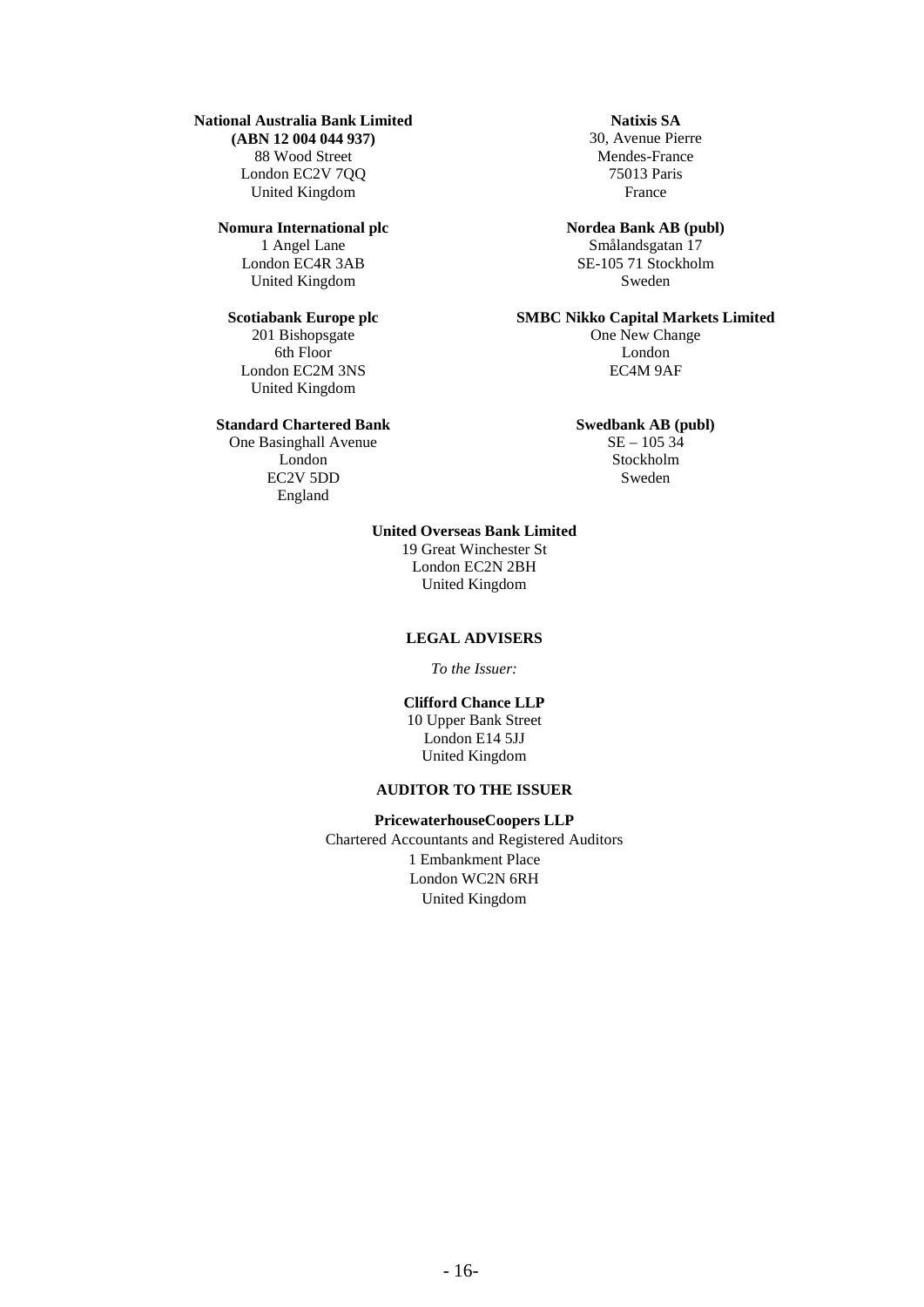**National Australia Bank Limited**
**(ABN 12 004 044 937)**
88 Wood Street
London EC2V 7QQ
United Kingdom

**Natixis SA**
30, Avenue Pierre
Mendes-France
75013 Paris
France

**Nomura International plc**
1 Angel Lane
London EC4R 3AB
United Kingdom

**Nordea Bank AB (publ)**
Smålandsgatan 17
SE-105 71 Stockholm
Sweden

**Scotiabank Europe plc**
201 Bishopsgate
6th Floor
London EC2M 3NS
United Kingdom

**SMBC Nikko Capital Markets Limited**
One New Change
London
EC4M 9AF

**Standard Chartered Bank**
One Basinghall Avenue
London
EC2V 5DD
England

**Swedbank AB (publ)**
SE – 105 34
Stockholm
Sweden

**United Overseas Bank Limited**
19 Great Winchester St
London EC2N 2BH
United Kingdom

## LEGAL ADVISERS

*To the Issuer:*

**Clifford Chance LLP**
10 Upper Bank Street
London E14 5JJ
United Kingdom

## AUDITOR TO THE ISSUER

**PricewaterhouseCoopers LLP**
Chartered Accountants and Registered Auditors
1 Embankment Place
London WC2N 6RH
United Kingdom